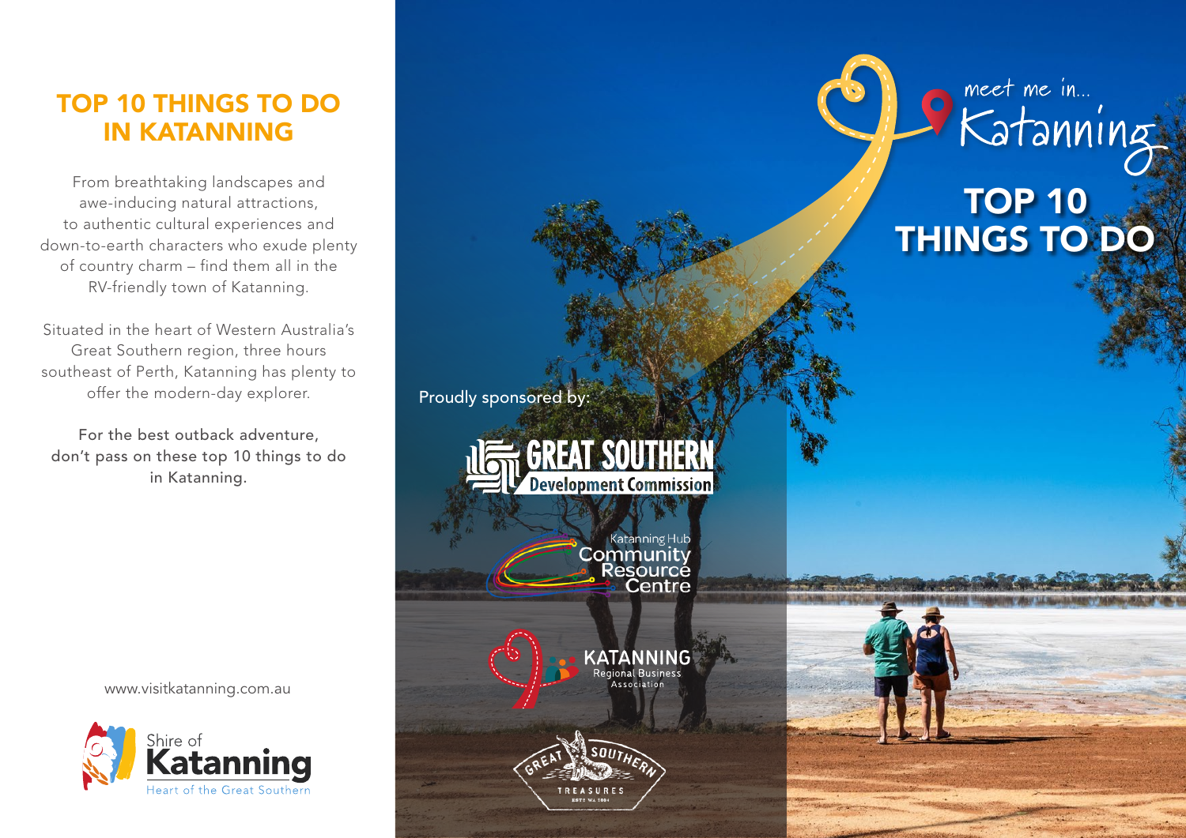# TOP 10 THINGS TO DO IN KATANNING

From breathtaking landscapes and awe-inducing natural attractions, to authentic cultural experiences and down-to-earth characters who exude plenty of country charm – find them all in the RV-friendly town of Katanning.

Situated in the heart of Western Australia's Great Southern region, three hours southeast of Perth, Katanning has plenty to offer the modern-day explorer.

For the best outback adventure, don't pass on these top 10 things to do in Katanning.

www.visitkatanning.com.au

Shire of Katanning
Heart of the Great Southern

Proudly sponsored by:

GREAT SOUTHERN Development Commission

Katanning Hub Community Resource Centre

KATANNING Regional Business Association

GREAT SOUTHERN TREASURES

meet me in... Katanning

# TOP 10 THINGS TO DO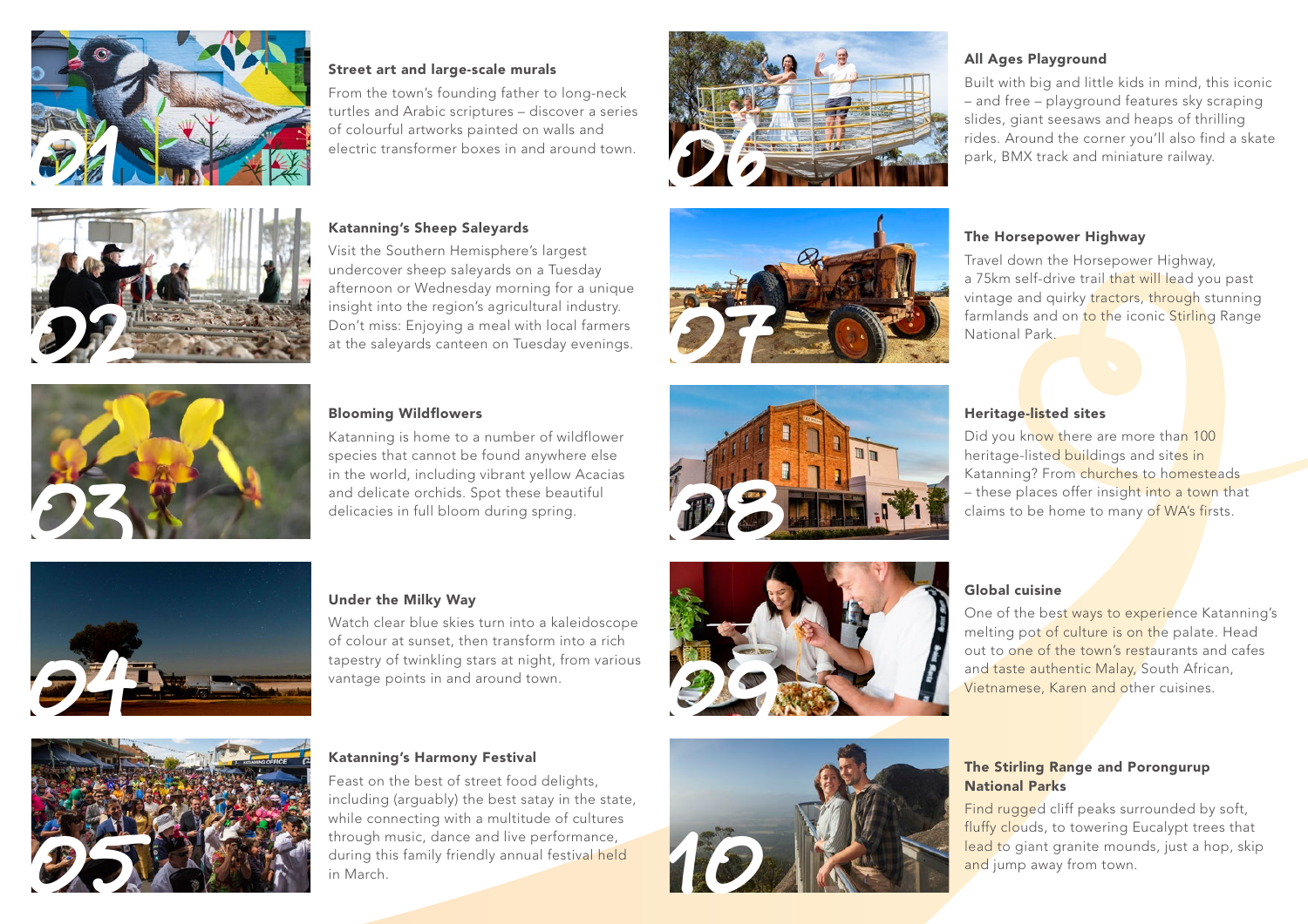01

### Street art and large-scale murals

From the town's founding father to long-neck turtles and Arabic scriptures – discover a series of colourful artworks painted on walls and electric transformer boxes in and around town.

02

### Katanning's Sheep Saleyards

Visit the Southern Hemisphere's largest undercover sheep saleyards on a Tuesday afternoon or Wednesday morning for a unique insight into the region's agricultural industry. Don't miss: Enjoying a meal with local farmers at the saleyards canteen on Tuesday evenings.

03

### Blooming Wildflowers

Katanning is home to a number of wildflower species that cannot be found anywhere else in the world, including vibrant yellow Acacias and delicate orchids. Spot these beautiful delicacies in full bloom during spring.

04

### Under the Milky Way

Watch clear blue skies turn into a kaleidoscope of colour at sunset, then transform into a rich tapestry of twinkling stars at night, from various vantage points in and around town.

05

### Katanning's Harmony Festival

Feast on the best of street food delights, including (arguably) the best satay in the state, while connecting with a multitude of cultures through music, dance and live performance, during this family friendly annual festival held in March.

06

### All Ages Playground

Built with big and little kids in mind, this iconic – and free – playground features sky scraping slides, giant seesaws and heaps of thrilling rides. Around the corner you'll also find a skate park, BMX track and miniature railway.

07

### The Horsepower Highway

Travel down the Horsepower Highway, a 75km self-drive trail that will lead you past vintage and quirky tractors, through stunning farmlands and on to the iconic Stirling Range National Park.

08

### Heritage-listed sites

Did you know there are more than 100 heritage-listed buildings and sites in Katanning? From churches to homesteads – these places offer insight into a town that claims to be home to many of WA's firsts.

09

### Global cuisine

One of the best ways to experience Katanning's melting pot of culture is on the palate. Head out to one of the town's restaurants and cafes and taste authentic Malay, South African, Vietnamese, Karen and other cuisines.

10

### The Stirling Range and Porongurup National Parks

Find rugged cliff peaks surrounded by soft, fluffy clouds, to towering Eucalypt trees that lead to giant granite mounds, just a hop, skip and jump away from town.